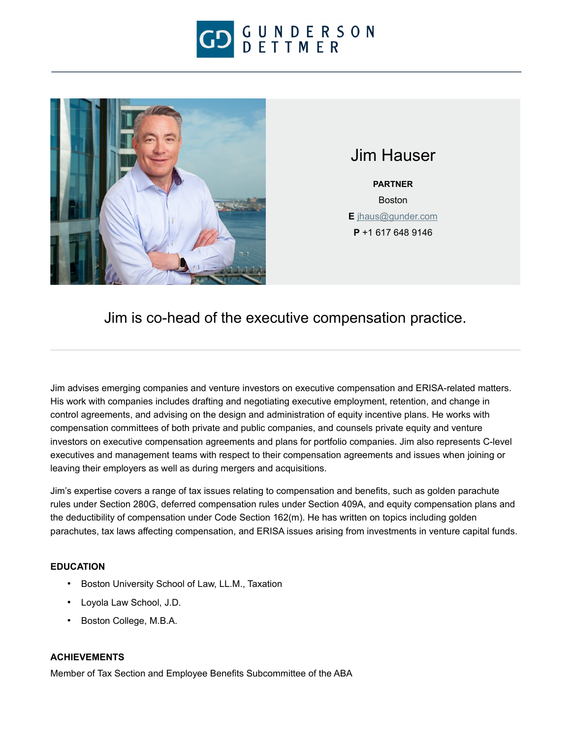GUNDERSON DETTMER

# Jim Hauser

**PARTNER**

Boston

**E** jhaus@gunder.com

**P** +1 617 648 9146

## Jim is co-head of the executive compensation practice.

Jim advises emerging companies and venture investors on executive compensation and ERISA-related matters. His work with companies includes drafting and negotiating executive employment, retention, and change in control agreements, and advising on the design and administration of equity incentive plans. He works with compensation committees of both private and public companies, and counsels private equity and venture investors on executive compensation agreements and plans for portfolio companies. Jim also represents C-level executives and management teams with respect to their compensation agreements and issues when joining or leaving their employers as well as during mergers and acquisitions.

Jim's expertise covers a range of tax issues relating to compensation and benefits, such as golden parachute rules under Section 280G, deferred compensation rules under Section 409A, and equity compensation plans and the deductibility of compensation under Code Section 162(m). He has written on topics including golden parachutes, tax laws affecting compensation, and ERISA issues arising from investments in venture capital funds.

### EDUCATION

- Boston University School of Law, LL.M., Taxation
- Loyola Law School, J.D.
- Boston College, M.B.A.

### ACHIEVEMENTS

Member of Tax Section and Employee Benefits Subcommittee of the ABA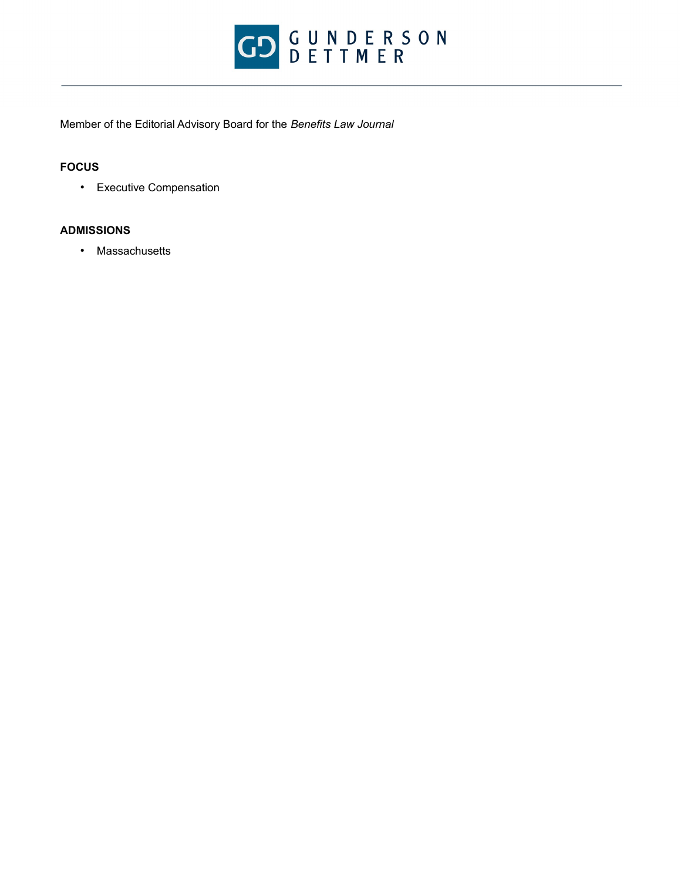Member of the Editorial Advisory Board for the *Benefits Law Journal*

**FOCUS**

- Executive Compensation

**ADMISSIONS**

- Massachusetts